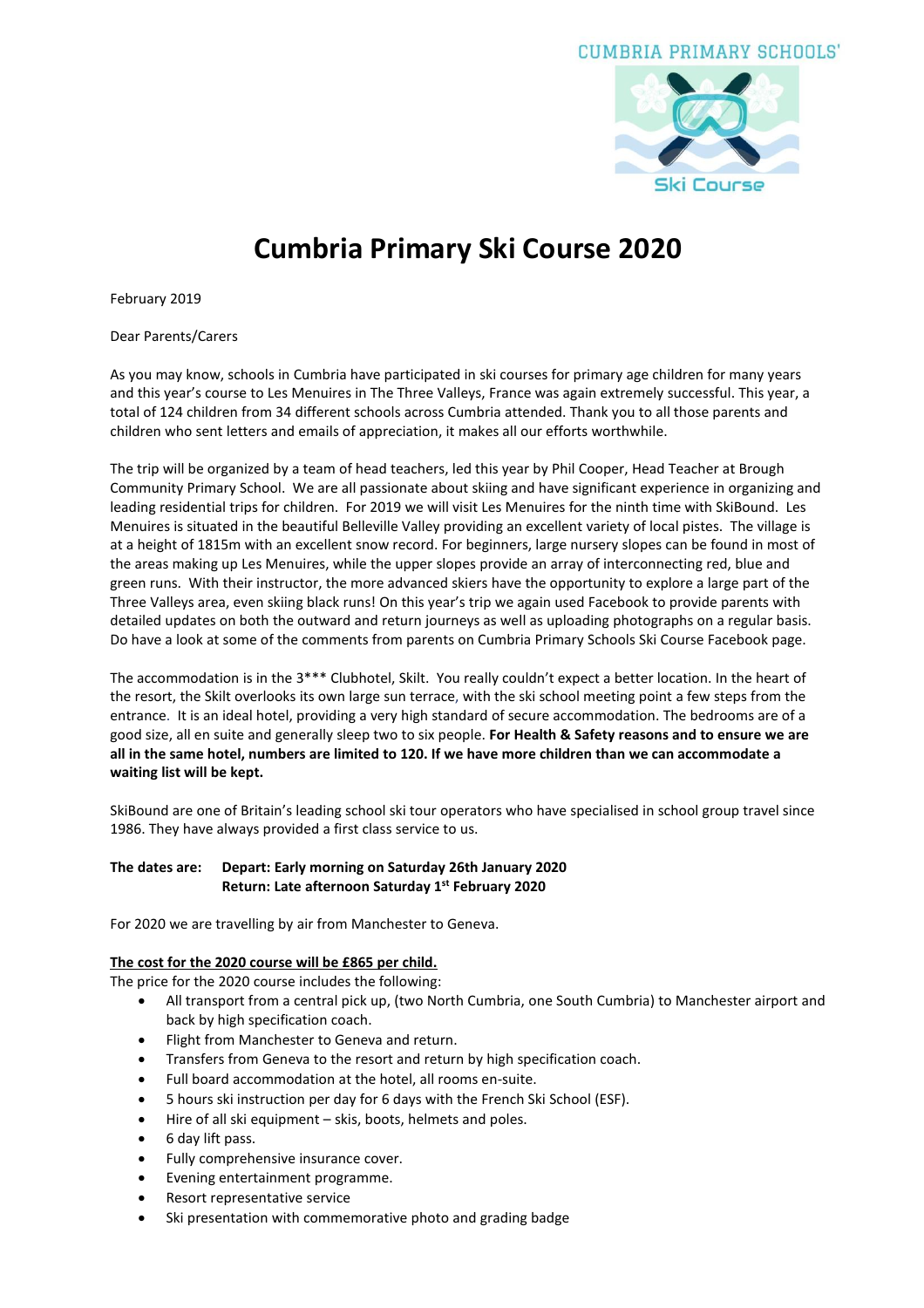CUMBRIA PRIMARY SCHOOLS'

Ski Course

# Cumbria Primary Ski Course 2020

February 2019

Dear Parents/Carers

As you may know, schools in Cumbria have participated in ski courses for primary age children for many years and this year's course to Les Menuires in The Three Valleys, France was again extremely successful. This year, a total of 124 children from 34 different schools across Cumbria attended. Thank you to all those parents and children who sent letters and emails of appreciation, it makes all our efforts worthwhile.

The trip will be organized by a team of head teachers, led this year by Phil Cooper, Head Teacher at Brough Community Primary School. We are all passionate about skiing and have significant experience in organizing and leading residential trips for children. For 2019 we will visit Les Menuires for the ninth time with SkiBound. Les Menuires is situated in the beautiful Belleville Valley providing an excellent variety of local pistes. The village is at a height of 1815m with an excellent snow record. For beginners, large nursery slopes can be found in most of the areas making up Les Menuires, while the upper slopes provide an array of interconnecting red, blue and green runs. With their instructor, the more advanced skiers have the opportunity to explore a large part of the Three Valleys area, even skiing black runs! On this year's trip we again used Facebook to provide parents with detailed updates on both the outward and return journeys as well as uploading photographs on a regular basis. Do have a look at some of the comments from parents on Cumbria Primary Schools Ski Course Facebook page.

The accommodation is in the 3*** Clubhotel, Skilt. You really couldn't expect a better location. In the heart of the resort, the Skilt overlooks its own large sun terrace, with the ski school meeting point a few steps from the entrance. It is an ideal hotel, providing a very high standard of secure accommodation. The bedrooms are of a good size, all en suite and generally sleep two to six people. **For Health & Safety reasons and to ensure we are all in the same hotel, numbers are limited to 120. If we have more children than we can accommodate a waiting list will be kept.**

SkiBound are one of Britain's leading school ski tour operators who have specialised in school group travel since 1986. They have always provided a first class service to us.

**The dates are: Depart: Early morning on Saturday 26th January 2020**
**Return: Late afternoon Saturday 1st February 2020**

For 2020 we are travelling by air from Manchester to Geneva.

**The cost for the 2020 course will be £865 per child.**

The price for the 2020 course includes the following:

- All transport from a central pick up, (two North Cumbria, one South Cumbria) to Manchester airport and back by high specification coach.
- Flight from Manchester to Geneva and return.
- Transfers from Geneva to the resort and return by high specification coach.
- Full board accommodation at the hotel, all rooms en-suite.
- 5 hours ski instruction per day for 6 days with the French Ski School (ESF).
- Hire of all ski equipment – skis, boots, helmets and poles.
- 6 day lift pass.
- Fully comprehensive insurance cover.
- Evening entertainment programme.
- Resort representative service
- Ski presentation with commemorative photo and grading badge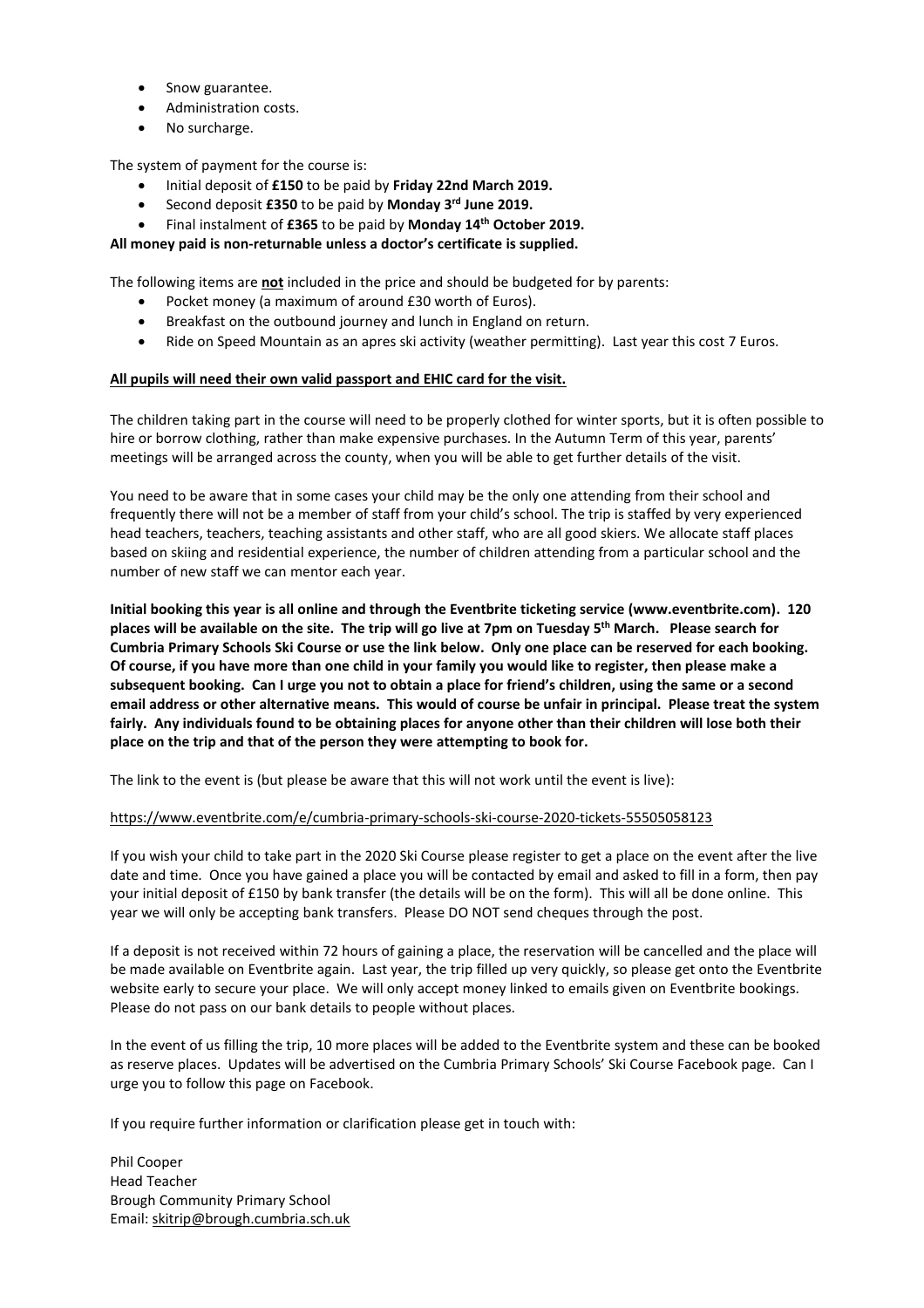- Snow guarantee.
- Administration costs.
- No surcharge.

The system of payment for the course is:

- Initial deposit of **£150** to be paid by **Friday 22nd March 2019.**
- Second deposit **£350** to be paid by **Monday 3rd June 2019.**
- Final instalment of **£365** to be paid by **Monday 14th October 2019.**

**All money paid is non-returnable unless a doctor's certificate is supplied.**

The following items are **not** included in the price and should be budgeted for by parents:

- Pocket money (a maximum of around £30 worth of Euros).
- Breakfast on the outbound journey and lunch in England on return.
- Ride on Speed Mountain as an apres ski activity (weather permitting). Last year this cost 7 Euros.

**All pupils will need their own valid passport and EHIC card for the visit.**

The children taking part in the course will need to be properly clothed for winter sports, but it is often possible to hire or borrow clothing, rather than make expensive purchases. In the Autumn Term of this year, parents' meetings will be arranged across the county, when you will be able to get further details of the visit.

You need to be aware that in some cases your child may be the only one attending from their school and frequently there will not be a member of staff from your child's school. The trip is staffed by very experienced head teachers, teachers, teaching assistants and other staff, who are all good skiers. We allocate staff places based on skiing and residential experience, the number of children attending from a particular school and the number of new staff we can mentor each year.

**Initial booking this year is all online and through the Eventbrite ticketing service (www.eventbrite.com). 120 places will be available on the site. The trip will go live at 7pm on Tuesday 5th March. Please search for Cumbria Primary Schools Ski Course or use the link below. Only one place can be reserved for each booking. Of course, if you have more than one child in your family you would like to register, then please make a subsequent booking. Can I urge you not to obtain a place for friend's children, using the same or a second email address or other alternative means. This would of course be unfair in principal. Please treat the system fairly. Any individuals found to be obtaining places for anyone other than their children will lose both their place on the trip and that of the person they were attempting to book for.**

The link to the event is (but please be aware that this will not work until the event is live):

https://www.eventbrite.com/e/cumbria-primary-schools-ski-course-2020-tickets-55505058123

If you wish your child to take part in the 2020 Ski Course please register to get a place on the event after the live date and time. Once you have gained a place you will be contacted by email and asked to fill in a form, then pay your initial deposit of £150 by bank transfer (the details will be on the form). This will all be done online. This year we will only be accepting bank transfers. Please DO NOT send cheques through the post.

If a deposit is not received within 72 hours of gaining a place, the reservation will be cancelled and the place will be made available on Eventbrite again. Last year, the trip filled up very quickly, so please get onto the Eventbrite website early to secure your place. We will only accept money linked to emails given on Eventbrite bookings. Please do not pass on our bank details to people without places.

In the event of us filling the trip, 10 more places will be added to the Eventbrite system and these can be booked as reserve places. Updates will be advertised on the Cumbria Primary Schools' Ski Course Facebook page. Can I urge you to follow this page on Facebook.

If you require further information or clarification please get in touch with:

Phil Cooper  
Head Teacher  
Brough Community Primary School  
Email: skitrip@brough.cumbria.sch.uk